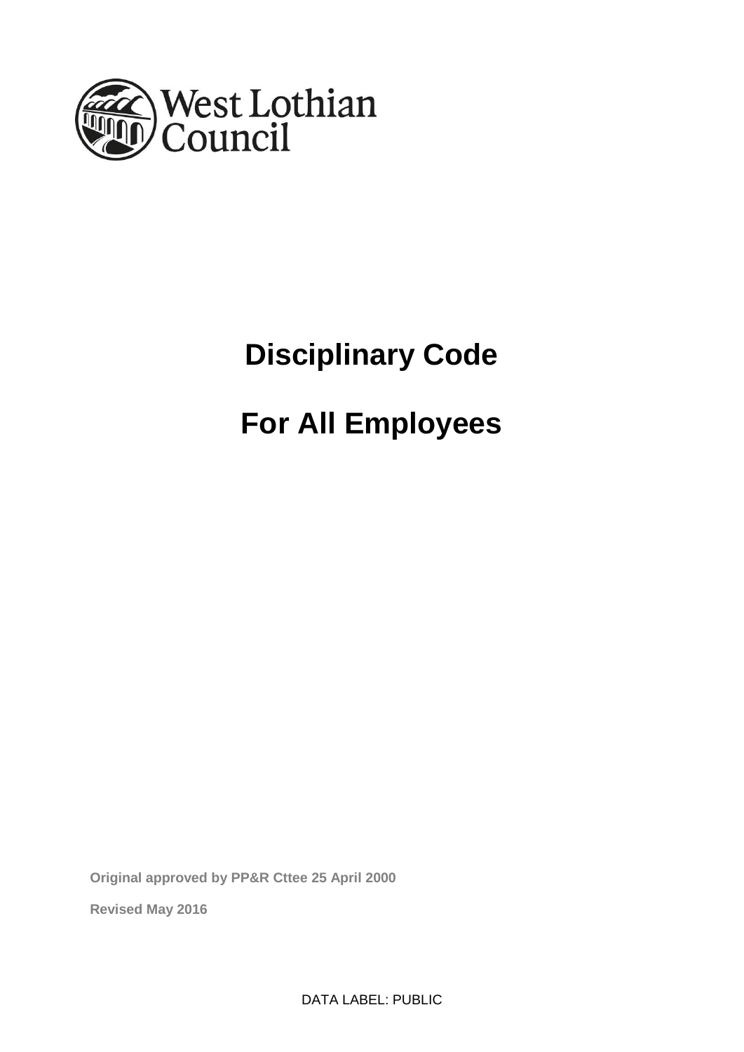West Lothian Council

# Disciplinary Code

# For All Employees

**Original approved by PP&R Cttee 25 April 2000**

**Revised May 2016**

DATA LABEL: PUBLIC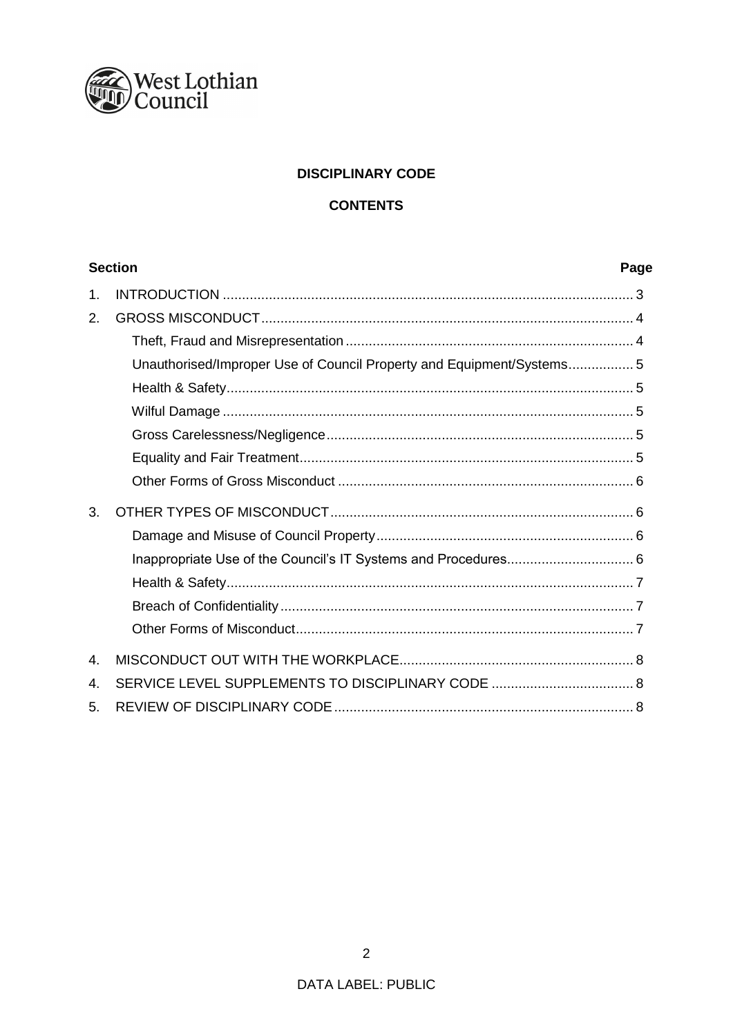West Lothian Council

**DISCIPLINARY CODE**

**CONTENTS**

| Section | | Page |
|---|---|---|
| 1. | INTRODUCTION | 3 |
| 2. | GROSS MISCONDUCT | 4 |
| | Theft, Fraud and Misrepresentation | 4 |
| | Unauthorised/Improper Use of Council Property and Equipment/Systems | 5 |
| | Health & Safety | 5 |
| | Wilful Damage | 5 |
| | Gross Carelessness/Negligence | 5 |
| | Equality and Fair Treatment | 5 |
| | Other Forms of Gross Misconduct | 6 |
| 3. | OTHER TYPES OF MISCONDUCT | 6 |
| | Damage and Misuse of Council Property | 6 |
| | Inappropriate Use of the Council's IT Systems and Procedures | 6 |
| | Health & Safety | 7 |
| | Breach of Confidentiality | 7 |
| | Other Forms of Misconduct | 7 |
| 4. | MISCONDUCT OUT WITH THE WORKPLACE | 8 |
| 4. | SERVICE LEVEL SUPPLEMENTS TO DISCIPLINARY CODE | 8 |
| 5. | REVIEW OF DISCIPLINARY CODE | 8 |

DATA LABEL: PUBLIC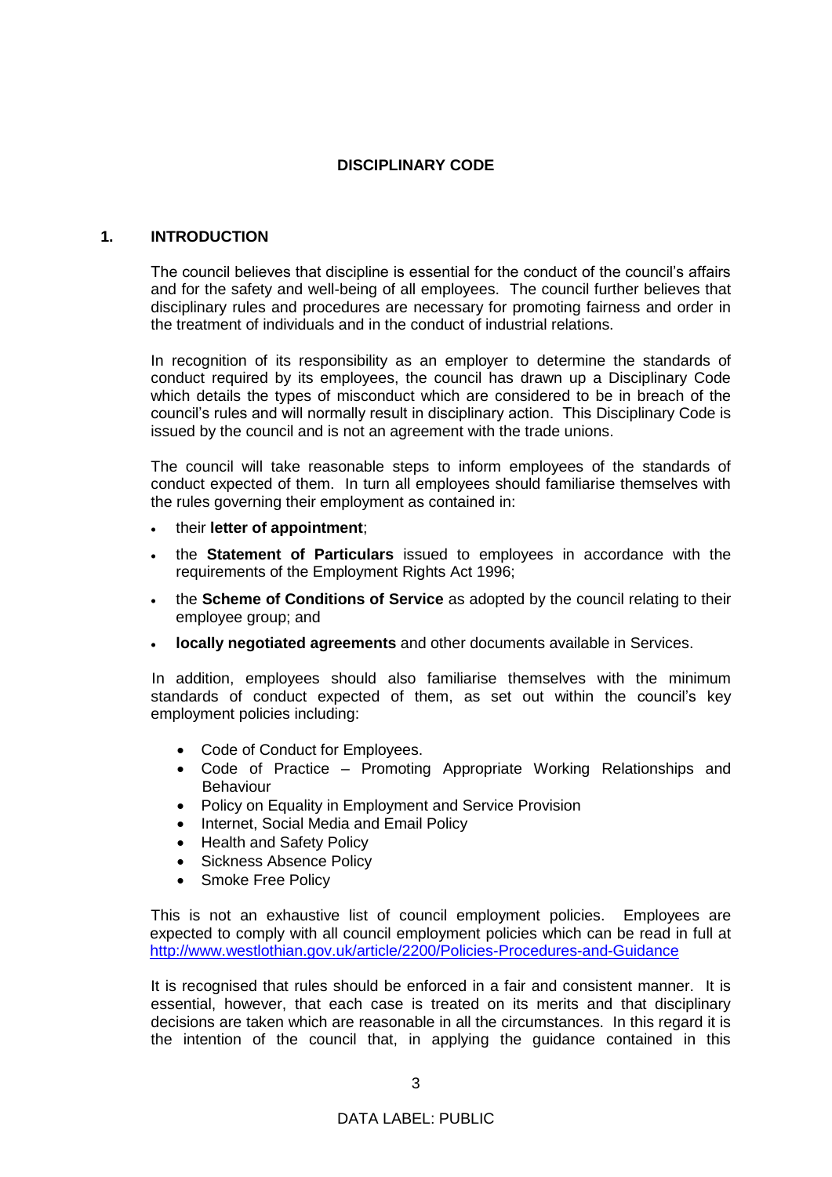# DISCIPLINARY CODE

## 1. INTRODUCTION

The council believes that discipline is essential for the conduct of the council's affairs and for the safety and well-being of all employees. The council further believes that disciplinary rules and procedures are necessary for promoting fairness and order in the treatment of individuals and in the conduct of industrial relations.

In recognition of its responsibility as an employer to determine the standards of conduct required by its employees, the council has drawn up a Disciplinary Code which details the types of misconduct which are considered to be in breach of the council's rules and will normally result in disciplinary action. This Disciplinary Code is issued by the council and is not an agreement with the trade unions.

The council will take reasonable steps to inform employees of the standards of conduct expected of them. In turn all employees should familiarise themselves with the rules governing their employment as contained in:

- their **letter of appointment**;
- the **Statement of Particulars** issued to employees in accordance with the requirements of the Employment Rights Act 1996;
- the **Scheme of Conditions of Service** as adopted by the council relating to their employee group; and
- **locally negotiated agreements** and other documents available in Services.

In addition, employees should also familiarise themselves with the minimum standards of conduct expected of them, as set out within the council's key employment policies including:

- Code of Conduct for Employees.
- Code of Practice – Promoting Appropriate Working Relationships and Behaviour
- Policy on Equality in Employment and Service Provision
- Internet, Social Media and Email Policy
- Health and Safety Policy
- Sickness Absence Policy
- Smoke Free Policy

This is not an exhaustive list of council employment policies. Employees are expected to comply with all council employment policies which can be read in full at http://www.westlothian.gov.uk/article/2200/Policies-Procedures-and-Guidance

It is recognised that rules should be enforced in a fair and consistent manner. It is essential, however, that each case is treated on its merits and that disciplinary decisions are taken which are reasonable in all the circumstances. In this regard it is the intention of the council that, in applying the guidance contained in this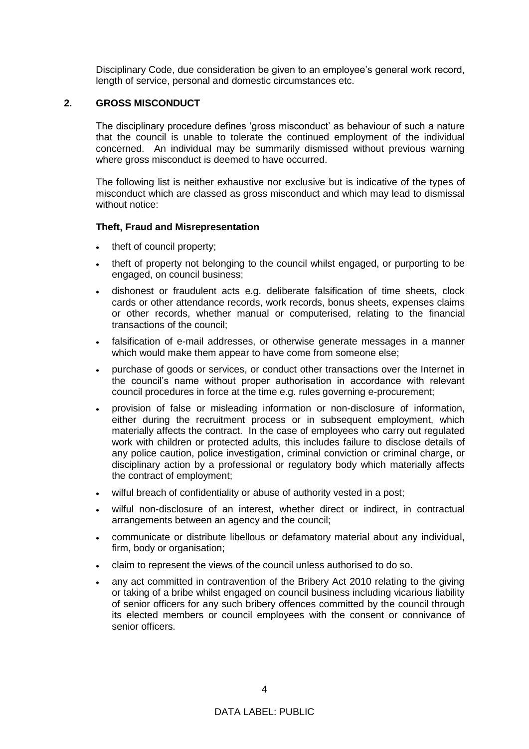Disciplinary Code, due consideration be given to an employee's general work record, length of service, personal and domestic circumstances etc.

## 2. GROSS MISCONDUCT

The disciplinary procedure defines 'gross misconduct' as behaviour of such a nature that the council is unable to tolerate the continued employment of the individual concerned. An individual may be summarily dismissed without previous warning where gross misconduct is deemed to have occurred.

The following list is neither exhaustive nor exclusive but is indicative of the types of misconduct which are classed as gross misconduct and which may lead to dismissal without notice:

### Theft, Fraud and Misrepresentation

- theft of council property;
- theft of property not belonging to the council whilst engaged, or purporting to be engaged, on council business;
- dishonest or fraudulent acts e.g. deliberate falsification of time sheets, clock cards or other attendance records, work records, bonus sheets, expenses claims or other records, whether manual or computerised, relating to the financial transactions of the council;
- falsification of e-mail addresses, or otherwise generate messages in a manner which would make them appear to have come from someone else;
- purchase of goods or services, or conduct other transactions over the Internet in the council's name without proper authorisation in accordance with relevant council procedures in force at the time e.g. rules governing e-procurement;
- provision of false or misleading information or non-disclosure of information, either during the recruitment process or in subsequent employment, which materially affects the contract. In the case of employees who carry out regulated work with children or protected adults, this includes failure to disclose details of any police caution, police investigation, criminal conviction or criminal charge, or disciplinary action by a professional or regulatory body which materially affects the contract of employment;
- wilful breach of confidentiality or abuse of authority vested in a post;
- wilful non-disclosure of an interest, whether direct or indirect, in contractual arrangements between an agency and the council;
- communicate or distribute libellous or defamatory material about any individual, firm, body or organisation;
- claim to represent the views of the council unless authorised to do so.
- any act committed in contravention of the Bribery Act 2010 relating to the giving or taking of a bribe whilst engaged on council business including vicarious liability of senior officers for any such bribery offences committed by the council through its elected members or council employees with the consent or connivance of senior officers.

DATA LABEL: PUBLIC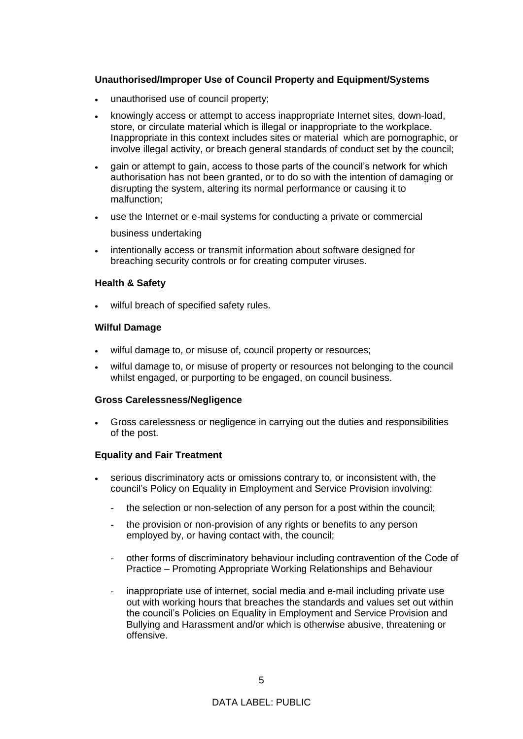**Unauthorised/Improper Use of Council Property and Equipment/Systems**

- unauthorised use of council property;
- knowingly access or attempt to access inappropriate Internet sites, down-load, store, or circulate material which is illegal or inappropriate to the workplace. Inappropriate in this context includes sites or material which are pornographic, or involve illegal activity, or breach general standards of conduct set by the council;
- gain or attempt to gain, access to those parts of the council's network for which authorisation has not been granted, or to do so with the intention of damaging or disrupting the system, altering its normal performance or causing it to malfunction;
- use the Internet or e-mail systems for conducting a private or commercial business undertaking
- intentionally access or transmit information about software designed for breaching security controls or for creating computer viruses.

**Health & Safety**

- wilful breach of specified safety rules.

**Wilful Damage**

- wilful damage to, or misuse of, council property or resources;
- wilful damage to, or misuse of property or resources not belonging to the council whilst engaged, or purporting to be engaged, on council business.

**Gross Carelessness/Negligence**

- Gross carelessness or negligence in carrying out the duties and responsibilities of the post.

**Equality and Fair Treatment**

- serious discriminatory acts or omissions contrary to, or inconsistent with, the council's Policy on Equality in Employment and Service Provision involving:
  - the selection or non-selection of any person for a post within the council;
  - the provision or non-provision of any rights or benefits to any person employed by, or having contact with, the council;
  - other forms of discriminatory behaviour including contravention of the Code of Practice – Promoting Appropriate Working Relationships and Behaviour
  - inappropriate use of internet, social media and e-mail including private use out with working hours that breaches the standards and values set out within the council's Policies on Equality in Employment and Service Provision and Bullying and Harassment and/or which is otherwise abusive, threatening or offensive.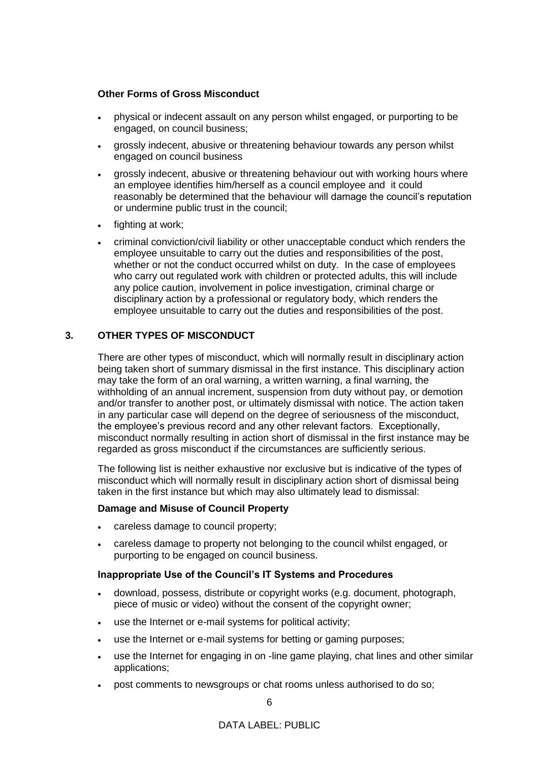**Other Forms of Gross Misconduct**

- physical or indecent assault on any person whilst engaged, or purporting to be engaged, on council business;
- grossly indecent, abusive or threatening behaviour towards any person whilst engaged on council business
- grossly indecent, abusive or threatening behaviour out with working hours where an employee identifies him/herself as a council employee and it could reasonably be determined that the behaviour will damage the council's reputation or undermine public trust in the council;
- fighting at work;
- criminal conviction/civil liability or other unacceptable conduct which renders the employee unsuitable to carry out the duties and responsibilities of the post, whether or not the conduct occurred whilst on duty. In the case of employees who carry out regulated work with children or protected adults, this will include any police caution, involvement in police investigation, criminal charge or disciplinary action by a professional or regulatory body, which renders the employee unsuitable to carry out the duties and responsibilities of the post.

## 3. OTHER TYPES OF MISCONDUCT

There are other types of misconduct, which will normally result in disciplinary action being taken short of summary dismissal in the first instance. This disciplinary action may take the form of an oral warning, a written warning, a final warning, the withholding of an annual increment, suspension from duty without pay, or demotion and/or transfer to another post, or ultimately dismissal with notice. The action taken in any particular case will depend on the degree of seriousness of the misconduct, the employee's previous record and any other relevant factors. Exceptionally, misconduct normally resulting in action short of dismissal in the first instance may be regarded as gross misconduct if the circumstances are sufficiently serious.

The following list is neither exhaustive nor exclusive but is indicative of the types of misconduct which will normally result in disciplinary action short of dismissal being taken in the first instance but which may also ultimately lead to dismissal:

**Damage and Misuse of Council Property**

- careless damage to council property;
- careless damage to property not belonging to the council whilst engaged, or purporting to be engaged on council business.

**Inappropriate Use of the Council's IT Systems and Procedures**

- download, possess, distribute or copyright works (e.g. document, photograph, piece of music or video) without the consent of the copyright owner;
- use the Internet or e-mail systems for political activity;
- use the Internet or e-mail systems for betting or gaming purposes;
- use the Internet for engaging in on -line game playing, chat lines and other similar applications;
- post comments to newsgroups or chat rooms unless authorised to do so;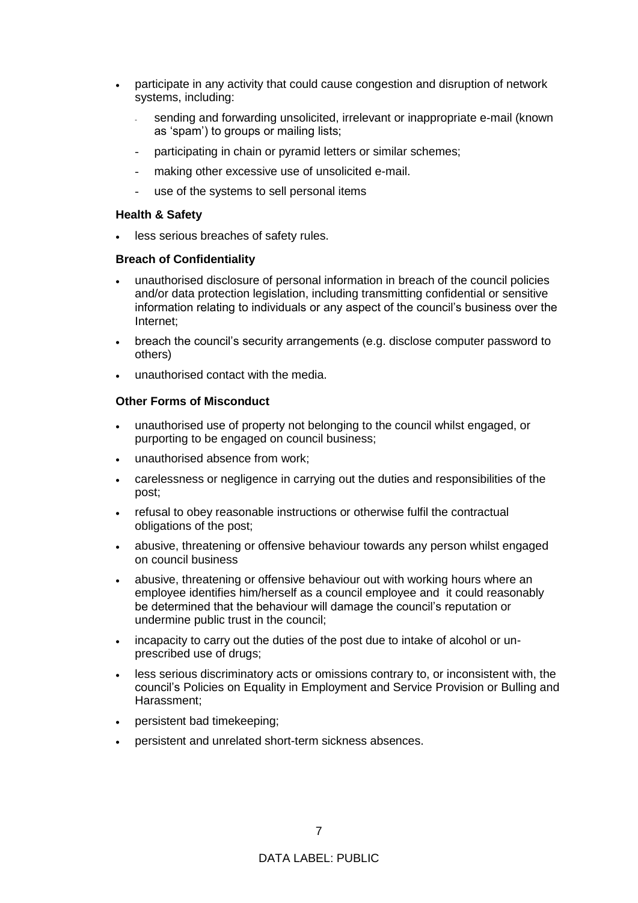- participate in any activity that could cause congestion and disruption of network systems, including:
    - sending and forwarding unsolicited, irrelevant or inappropriate e-mail (known as 'spam') to groups or mailing lists;
    - participating in chain or pyramid letters or similar schemes;
    - making other excessive use of unsolicited e-mail.
    - use of the systems to sell personal items

**Health & Safety**

- less serious breaches of safety rules.

**Breach of Confidentiality**

- unauthorised disclosure of personal information in breach of the council policies and/or data protection legislation, including transmitting confidential or sensitive information relating to individuals or any aspect of the council's business over the Internet;
- breach the council's security arrangements (e.g. disclose computer password to others)
- unauthorised contact with the media.

**Other Forms of Misconduct**

- unauthorised use of property not belonging to the council whilst engaged, or purporting to be engaged on council business;
- unauthorised absence from work;
- carelessness or negligence in carrying out the duties and responsibilities of the post;
- refusal to obey reasonable instructions or otherwise fulfil the contractual obligations of the post;
- abusive, threatening or offensive behaviour towards any person whilst engaged on council business
- abusive, threatening or offensive behaviour out with working hours where an employee identifies him/herself as a council employee and it could reasonably be determined that the behaviour will damage the council's reputation or undermine public trust in the council;
- incapacity to carry out the duties of the post due to intake of alcohol or un-prescribed use of drugs;
- less serious discriminatory acts or omissions contrary to, or inconsistent with, the council's Policies on Equality in Employment and Service Provision or Bulling and Harassment;
- persistent bad timekeeping;
- persistent and unrelated short-term sickness absences.

DATA LABEL: PUBLIC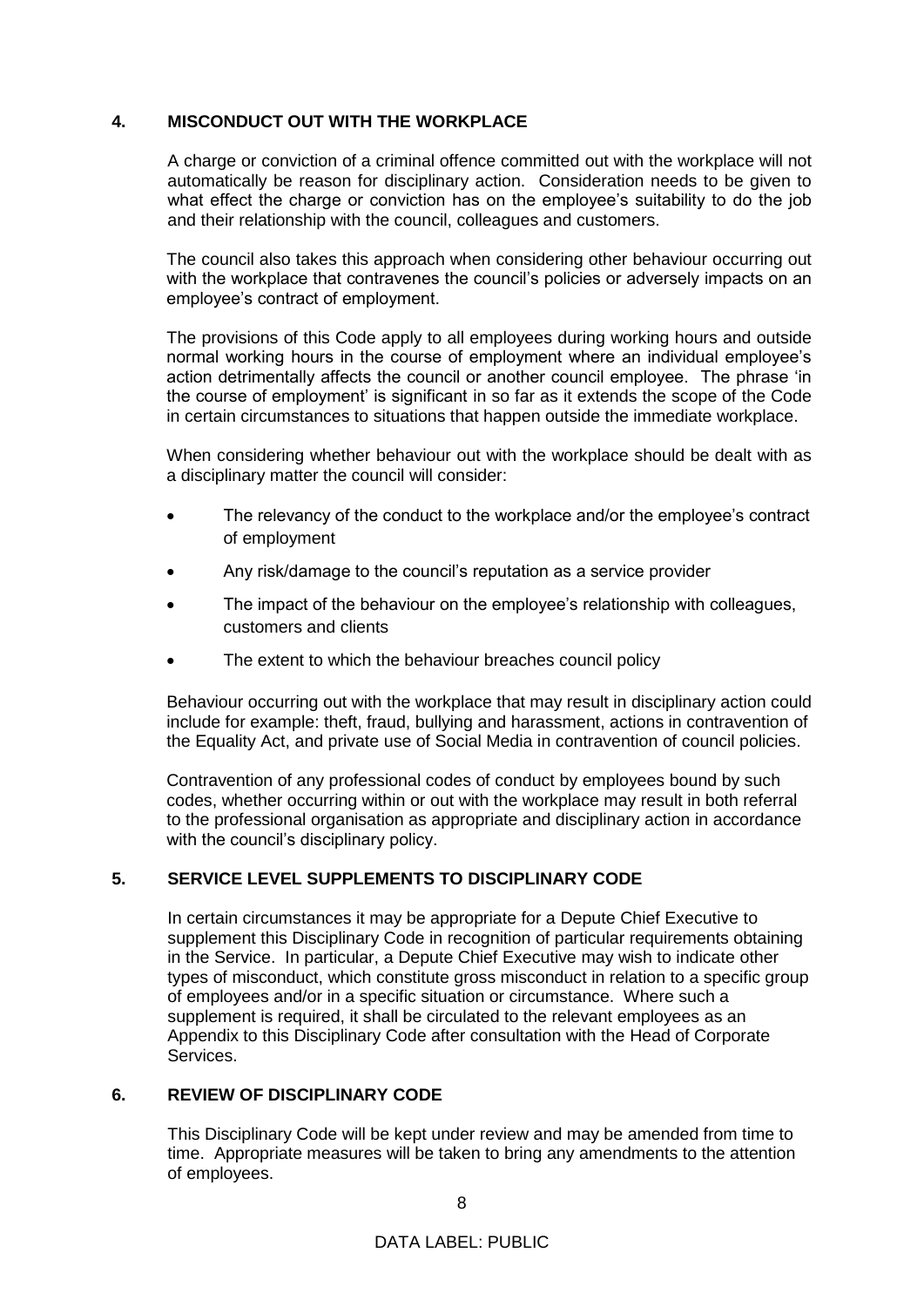## 4. MISCONDUCT OUT WITH THE WORKPLACE

A charge or conviction of a criminal offence committed out with the workplace will not automatically be reason for disciplinary action. Consideration needs to be given to what effect the charge or conviction has on the employee's suitability to do the job and their relationship with the council, colleagues and customers.

The council also takes this approach when considering other behaviour occurring out with the workplace that contravenes the council's policies or adversely impacts on an employee's contract of employment.

The provisions of this Code apply to all employees during working hours and outside normal working hours in the course of employment where an individual employee's action detrimentally affects the council or another council employee. The phrase 'in the course of employment' is significant in so far as it extends the scope of the Code in certain circumstances to situations that happen outside the immediate workplace.

When considering whether behaviour out with the workplace should be dealt with as a disciplinary matter the council will consider:

- The relevancy of the conduct to the workplace and/or the employee's contract of employment
- Any risk/damage to the council's reputation as a service provider
- The impact of the behaviour on the employee's relationship with colleagues, customers and clients
- The extent to which the behaviour breaches council policy

Behaviour occurring out with the workplace that may result in disciplinary action could include for example: theft, fraud, bullying and harassment, actions in contravention of the Equality Act, and private use of Social Media in contravention of council policies.

Contravention of any professional codes of conduct by employees bound by such codes, whether occurring within or out with the workplace may result in both referral to the professional organisation as appropriate and disciplinary action in accordance with the council's disciplinary policy.

## 5. SERVICE LEVEL SUPPLEMENTS TO DISCIPLINARY CODE

In certain circumstances it may be appropriate for a Depute Chief Executive to supplement this Disciplinary Code in recognition of particular requirements obtaining in the Service. In particular, a Depute Chief Executive may wish to indicate other types of misconduct, which constitute gross misconduct in relation to a specific group of employees and/or in a specific situation or circumstance. Where such a supplement is required, it shall be circulated to the relevant employees as an Appendix to this Disciplinary Code after consultation with the Head of Corporate Services.

## 6. REVIEW OF DISCIPLINARY CODE

This Disciplinary Code will be kept under review and may be amended from time to time. Appropriate measures will be taken to bring any amendments to the attention of employees.

DATA LABEL: PUBLIC